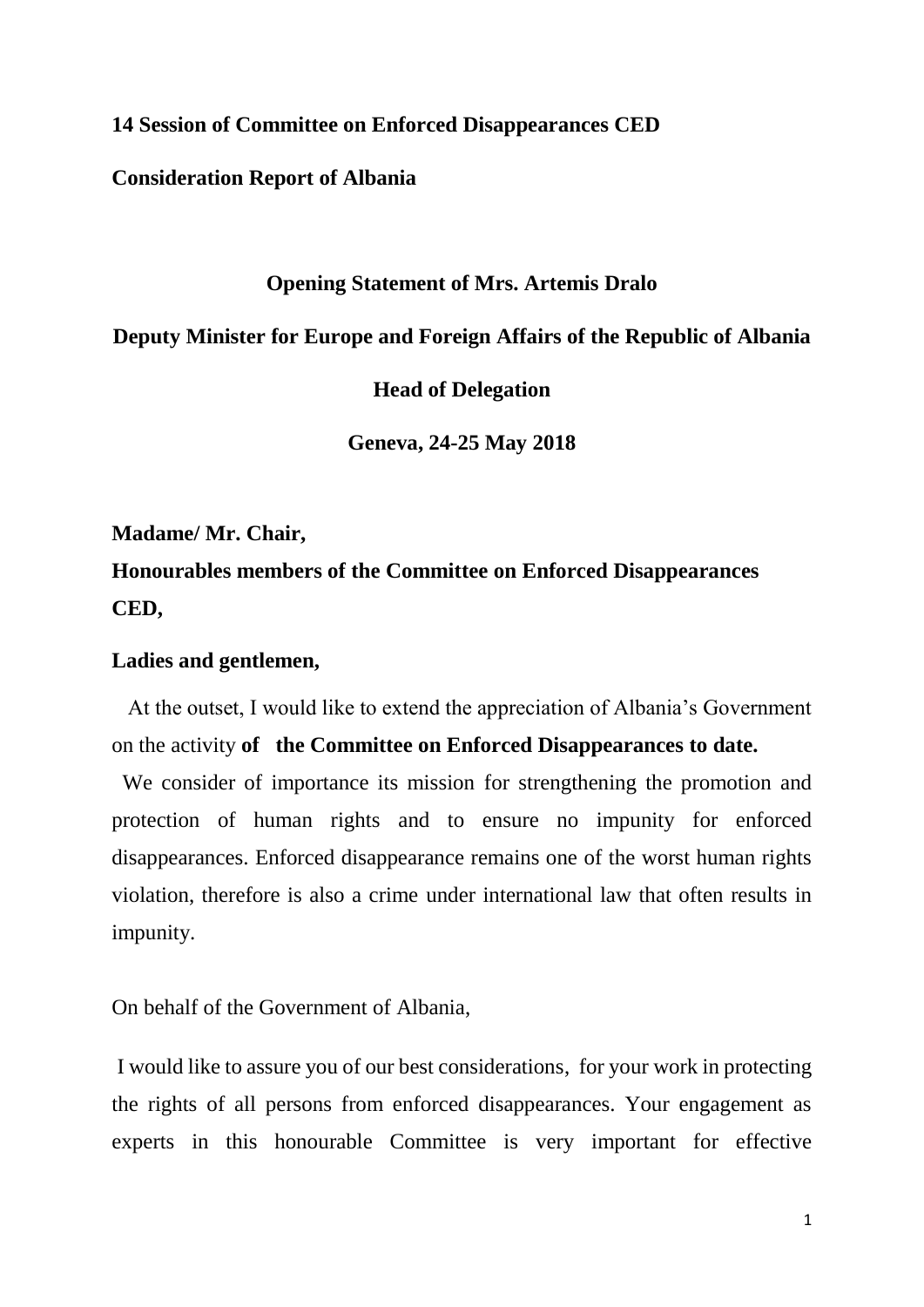**14 Session of Committee on Enforced Disappearances CED**

**Consideration Report of Albania**

**Opening Statement of Mrs. Artemis Dralo**

**Deputy Minister for Europe and Foreign Affairs of the Republic of Albania**

**Head of Delegation**

**Geneva, 24-25 May 2018**

**Madame/ Mr. Chair,**

**Honourables members of the Committee on Enforced Disappearances CED,**

**Ladies and gentlemen,**

At the outset, I would like to extend the appreciation of Albania's Government on the activity **of the Committee on Enforced Disappearances to date.**

We consider of importance its mission for strengthening the promotion and protection of human rights and to ensure no impunity for enforced disappearances. Enforced disappearance remains one of the worst human rights violation, therefore is also a crime under international law that often results in impunity.

On behalf of the Government of Albania,

I would like to assure you of our best considerations, for your work in protecting the rights of all persons from enforced disappearances. Your engagement as experts in this honourable Committee is very important for effective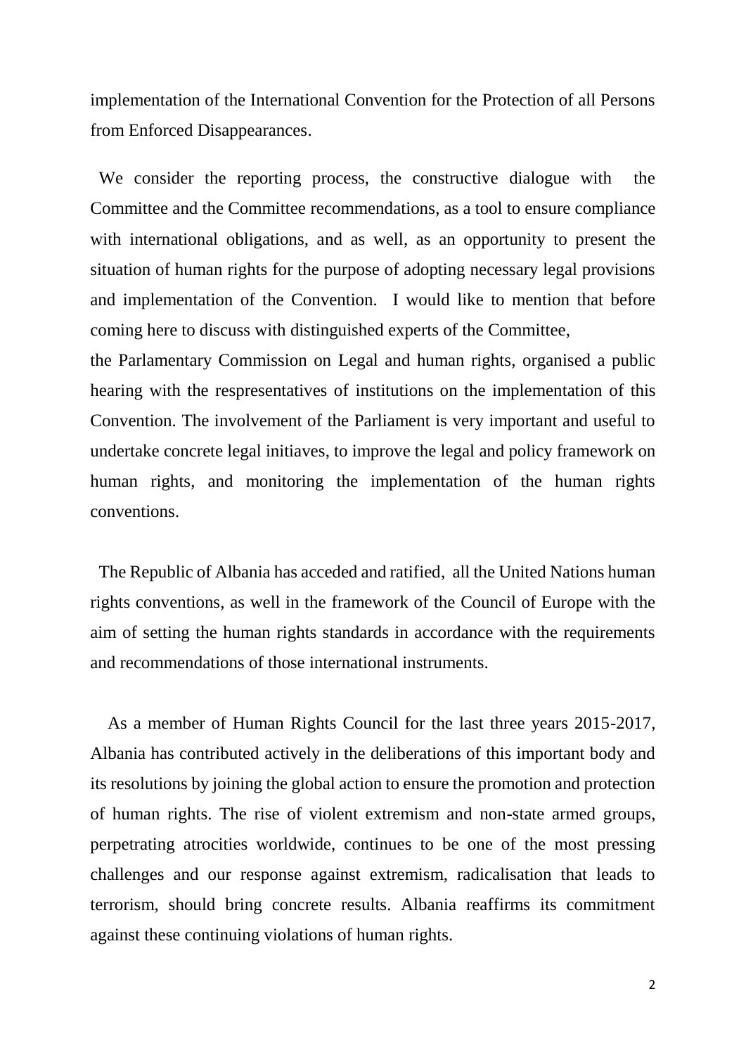implementation of the International Convention for the Protection of all Persons from Enforced Disappearances.

We consider the reporting process, the constructive dialogue with the Committee and the Committee recommendations, as a tool to ensure compliance with international obligations, and as well, as an opportunity to present the situation of human rights for the purpose of adopting necessary legal provisions and implementation of the Convention. I would like to mention that before coming here to discuss with distinguished experts of the Committee,
the Parlamentary Commission on Legal and human rights, organised a public hearing with the respresentatives of institutions on the implementation of this Convention. The involvement of the Parliament is very important and useful to undertake concrete legal initiaves, to improve the legal and policy framework on human rights, and monitoring the implementation of the human rights conventions.

The Republic of Albania has acceded and ratified, all the United Nations human rights conventions, as well in the framework of the Council of Europe with the aim of setting the human rights standards in accordance with the requirements and recommendations of those international instruments.

As a member of Human Rights Council for the last three years 2015-2017, Albania has contributed actively in the deliberations of this important body and its resolutions by joining the global action to ensure the promotion and protection of human rights. The rise of violent extremism and non-state armed groups, perpetrating atrocities worldwide, continues to be one of the most pressing challenges and our response against extremism, radicalisation that leads to terrorism, should bring concrete results. Albania reaffirms its commitment against these continuing violations of human rights.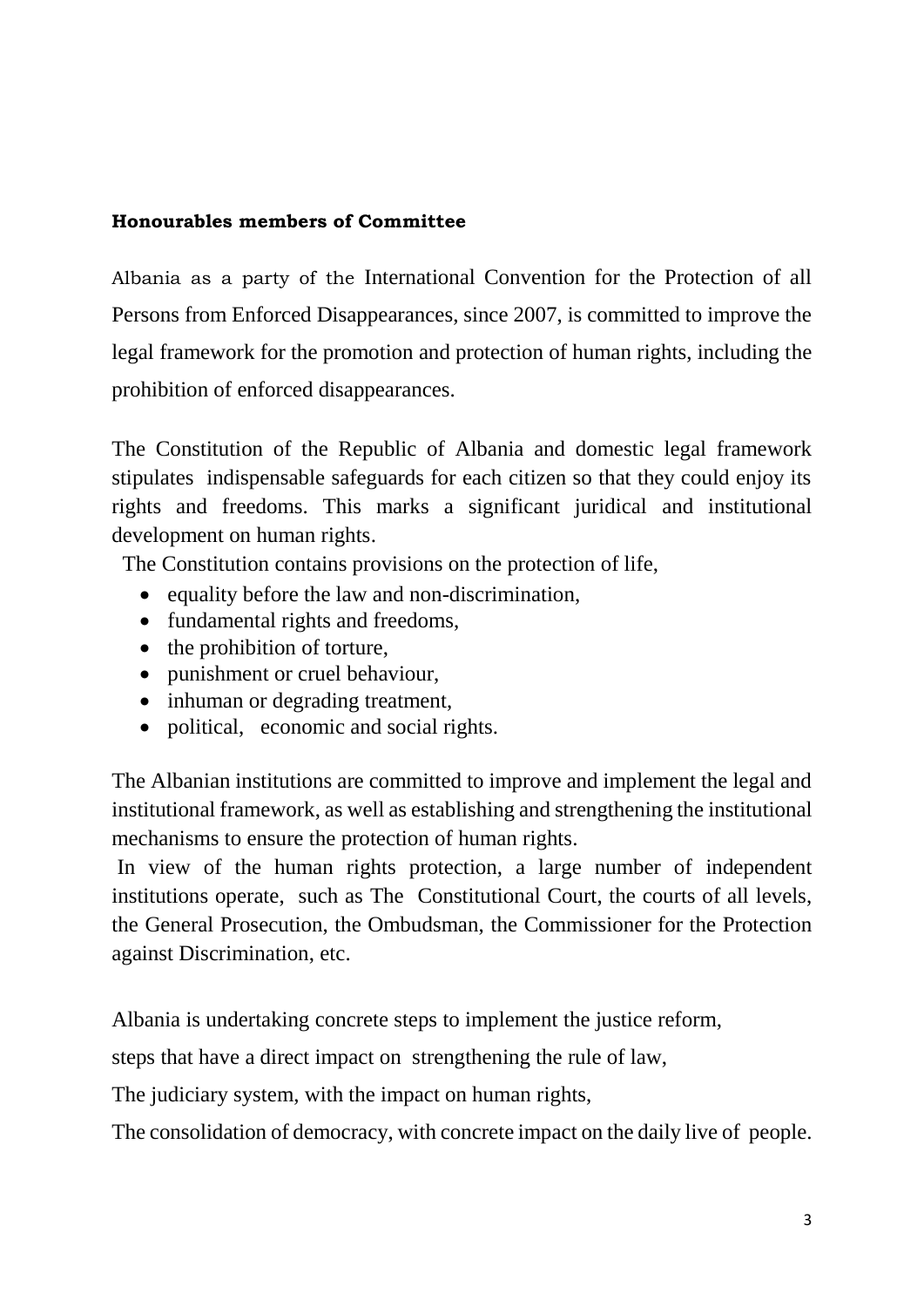**Honourables members of Committee**

Albania as a party of the International Convention for the Protection of all Persons from Enforced Disappearances, since 2007, is committed to improve the legal framework for the promotion and protection of human rights, including the prohibition of enforced disappearances.

The Constitution of the Republic of Albania and domestic legal framework stipulates indispensable safeguards for each citizen so that they could enjoy its rights and freedoms. This marks a significant juridical and institutional development on human rights.

The Constitution contains provisions on the protection of life,

- equality before the law and non-discrimination,
- fundamental rights and freedoms,
- the prohibition of torture,
- punishment or cruel behaviour,
- inhuman or degrading treatment,
- political, economic and social rights.

The Albanian institutions are committed to improve and implement the legal and institutional framework, as well as establishing and strengthening the institutional mechanisms to ensure the protection of human rights.

In view of the human rights protection, a large number of independent institutions operate, such as The Constitutional Court, the courts of all levels, the General Prosecution, the Ombudsman, the Commissioner for the Protection against Discrimination, etc.

Albania is undertaking concrete steps to implement the justice reform,

steps that have a direct impact on strengthening the rule of law,

The judiciary system, with the impact on human rights,

The consolidation of democracy, with concrete impact on the daily live of people.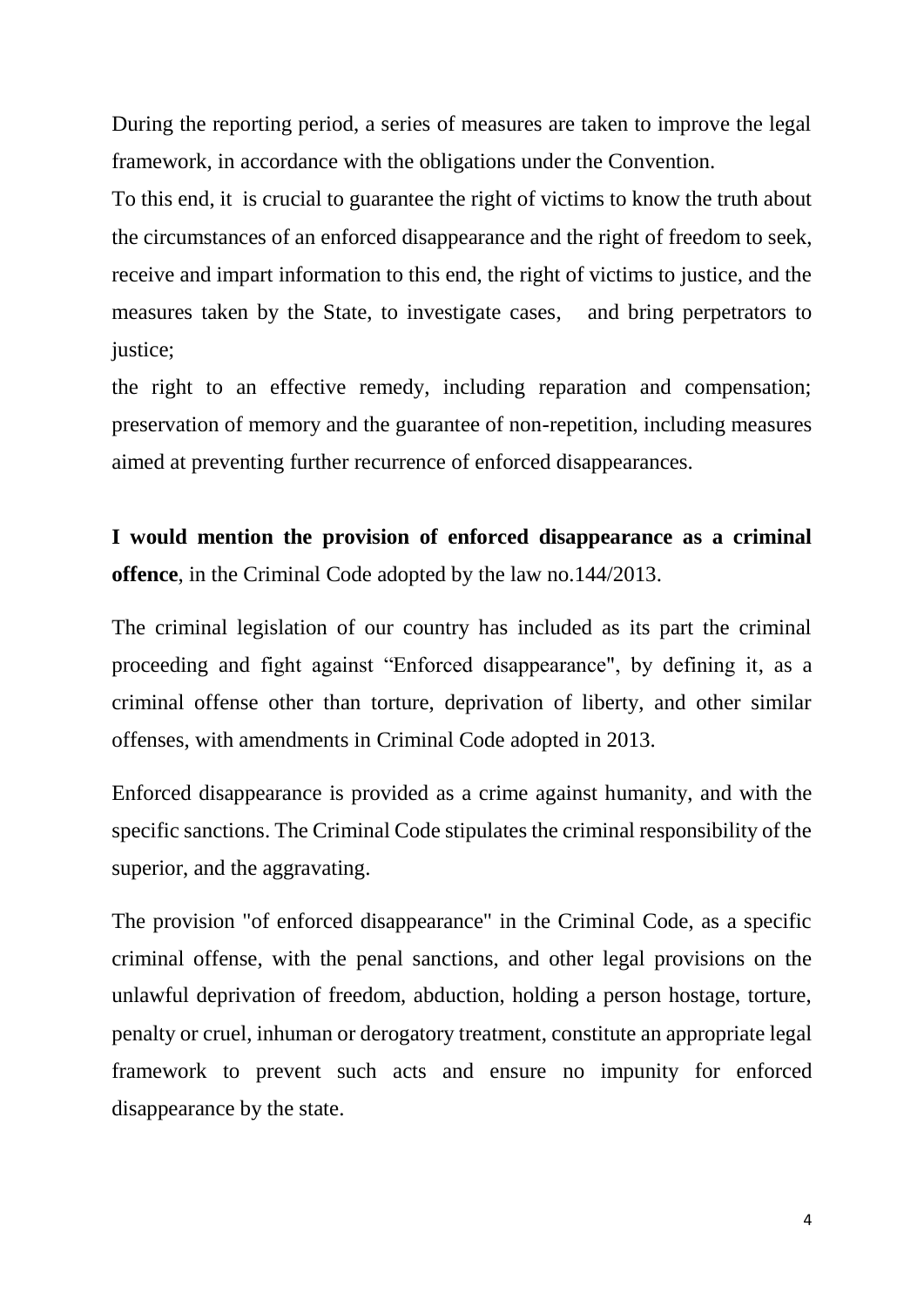During the reporting period, a series of measures are taken to improve the legal framework, in accordance with the obligations under the Convention.

To this end, it is crucial to guarantee the right of victims to know the truth about the circumstances of an enforced disappearance and the right of freedom to seek, receive and impart information to this end, the right of victims to justice, and the measures taken by the State, to investigate cases, and bring perpetrators to justice;

the right to an effective remedy, including reparation and compensation; preservation of memory and the guarantee of non-repetition, including measures aimed at preventing further recurrence of enforced disappearances.

**I would mention the provision of enforced disappearance as a criminal offence**, in the Criminal Code adopted by the law no.144/2013.

The criminal legislation of our country has included as its part the criminal proceeding and fight against "Enforced disappearance", by defining it, as a criminal offense other than torture, deprivation of liberty, and other similar offenses, with amendments in Criminal Code adopted in 2013.

Enforced disappearance is provided as a crime against humanity, and with the specific sanctions. The Criminal Code stipulates the criminal responsibility of the superior, and the aggravating.

The provision "of enforced disappearance" in the Criminal Code, as a specific criminal offense, with the penal sanctions, and other legal provisions on the unlawful deprivation of freedom, abduction, holding a person hostage, torture, penalty or cruel, inhuman or derogatory treatment, constitute an appropriate legal framework to prevent such acts and ensure no impunity for enforced disappearance by the state.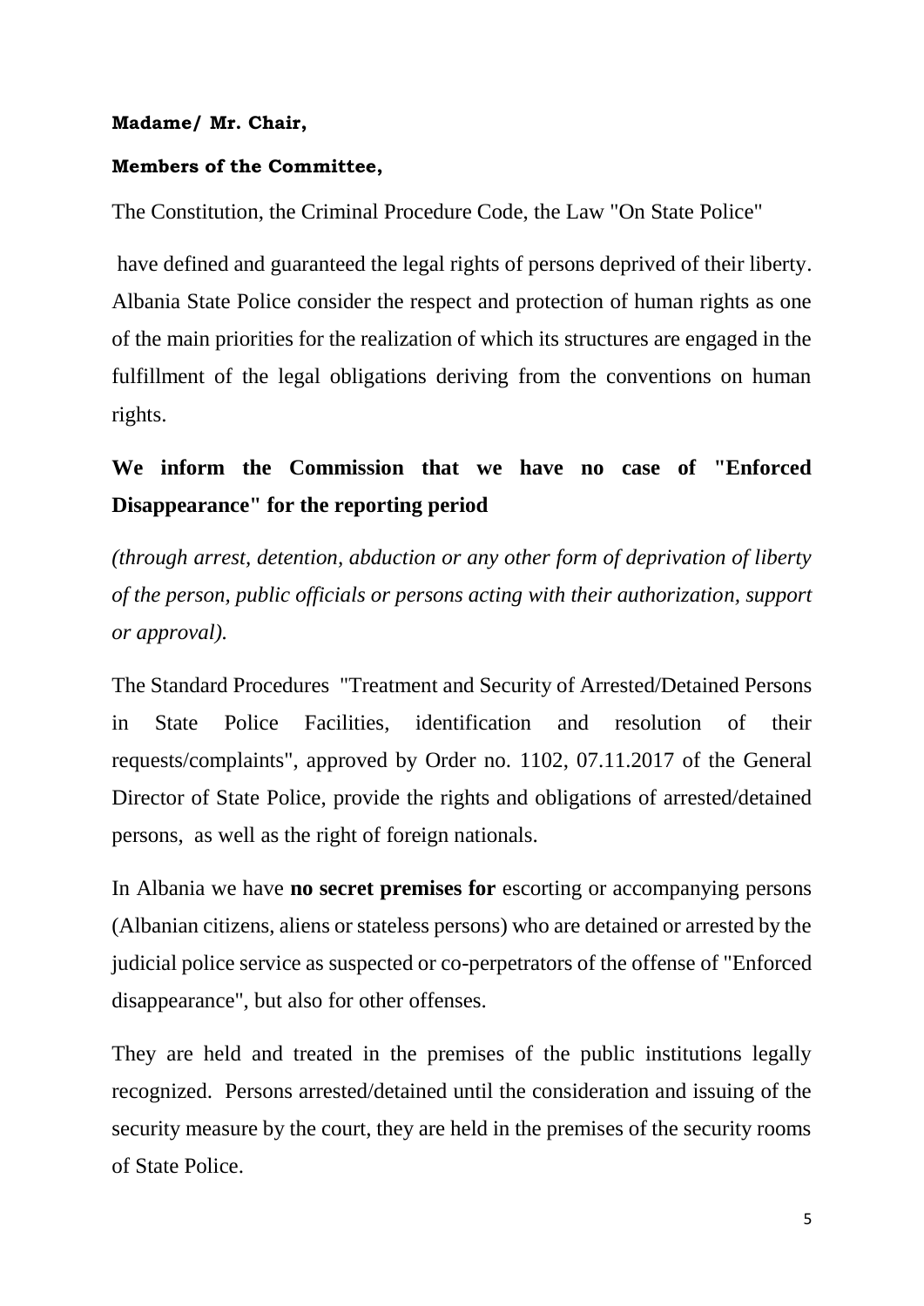**Madame/ Mr. Chair,**

**Members of the Committee,**

The Constitution, the Criminal Procedure Code, the Law "On State Police"

have defined and guaranteed the legal rights of persons deprived of their liberty. Albania State Police consider the respect and protection of human rights as one of the main priorities for the realization of which its structures are engaged in the fulfillment of the legal obligations deriving from the conventions on human rights.

**We inform the Commission that we have no case of "Enforced Disappearance" for the reporting period**

*(through arrest, detention, abduction or any other form of deprivation of liberty of the person, public officials or persons acting with their authorization, support or approval).*

The Standard Procedures "Treatment and Security of Arrested/Detained Persons in State Police Facilities, identification and resolution of their requests/complaints", approved by Order no. 1102, 07.11.2017 of the General Director of State Police, provide the rights and obligations of arrested/detained persons, as well as the right of foreign nationals.

In Albania we have **no secret premises for** escorting or accompanying persons (Albanian citizens, aliens or stateless persons) who are detained or arrested by the judicial police service as suspected or co-perpetrators of the offense of "Enforced disappearance", but also for other offenses.

They are held and treated in the premises of the public institutions legally recognized. Persons arrested/detained until the consideration and issuing of the security measure by the court, they are held in the premises of the security rooms of State Police.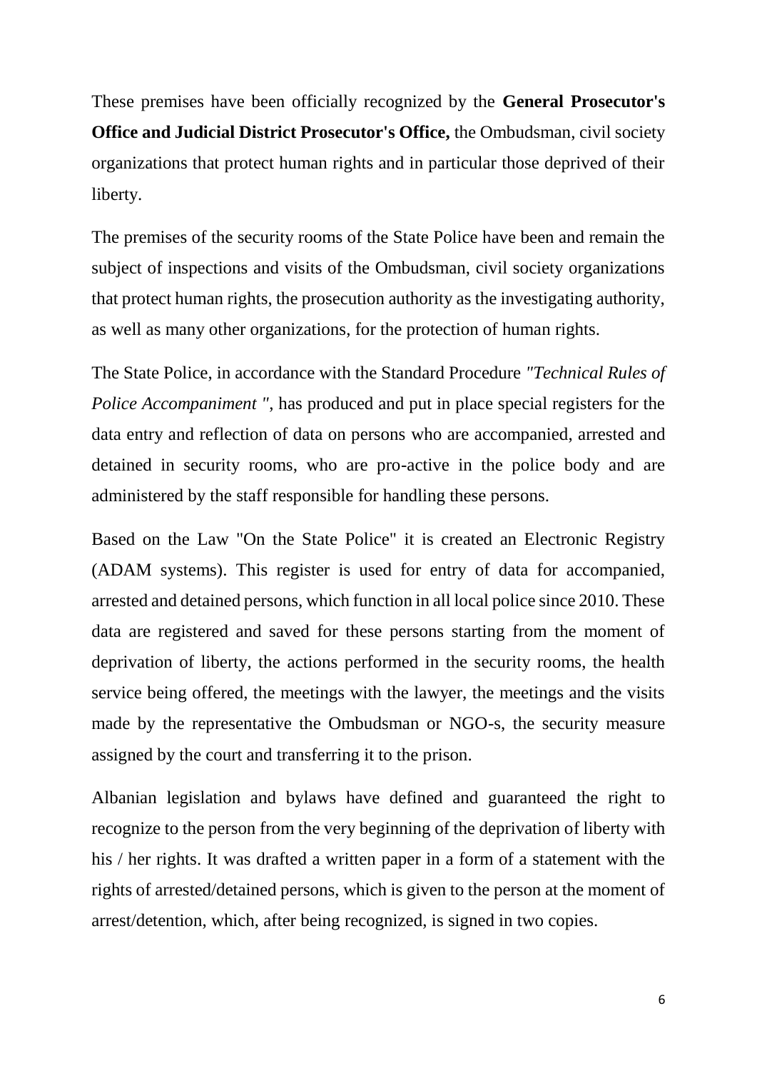These premises have been officially recognized by the **General Prosecutor's Office and Judicial District Prosecutor's Office,** the Ombudsman, civil society organizations that protect human rights and in particular those deprived of their liberty.

The premises of the security rooms of the State Police have been and remain the subject of inspections and visits of the Ombudsman, civil society organizations that protect human rights, the prosecution authority as the investigating authority, as well as many other organizations, for the protection of human rights.

The State Police, in accordance with the Standard Procedure *"Technical Rules of Police Accompaniment "*, has produced and put in place special registers for the data entry and reflection of data on persons who are accompanied, arrested and detained in security rooms, who are pro-active in the police body and are administered by the staff responsible for handling these persons.

Based on the Law "On the State Police" it is created an Electronic Registry (ADAM systems). This register is used for entry of data for accompanied, arrested and detained persons, which function in all local police since 2010. These data are registered and saved for these persons starting from the moment of deprivation of liberty, the actions performed in the security rooms, the health service being offered, the meetings with the lawyer, the meetings and the visits made by the representative the Ombudsman or NGO-s, the security measure assigned by the court and transferring it to the prison.

Albanian legislation and bylaws have defined and guaranteed the right to recognize to the person from the very beginning of the deprivation of liberty with his / her rights. It was drafted a written paper in a form of a statement with the rights of arrested/detained persons, which is given to the person at the moment of arrest/detention, which, after being recognized, is signed in two copies.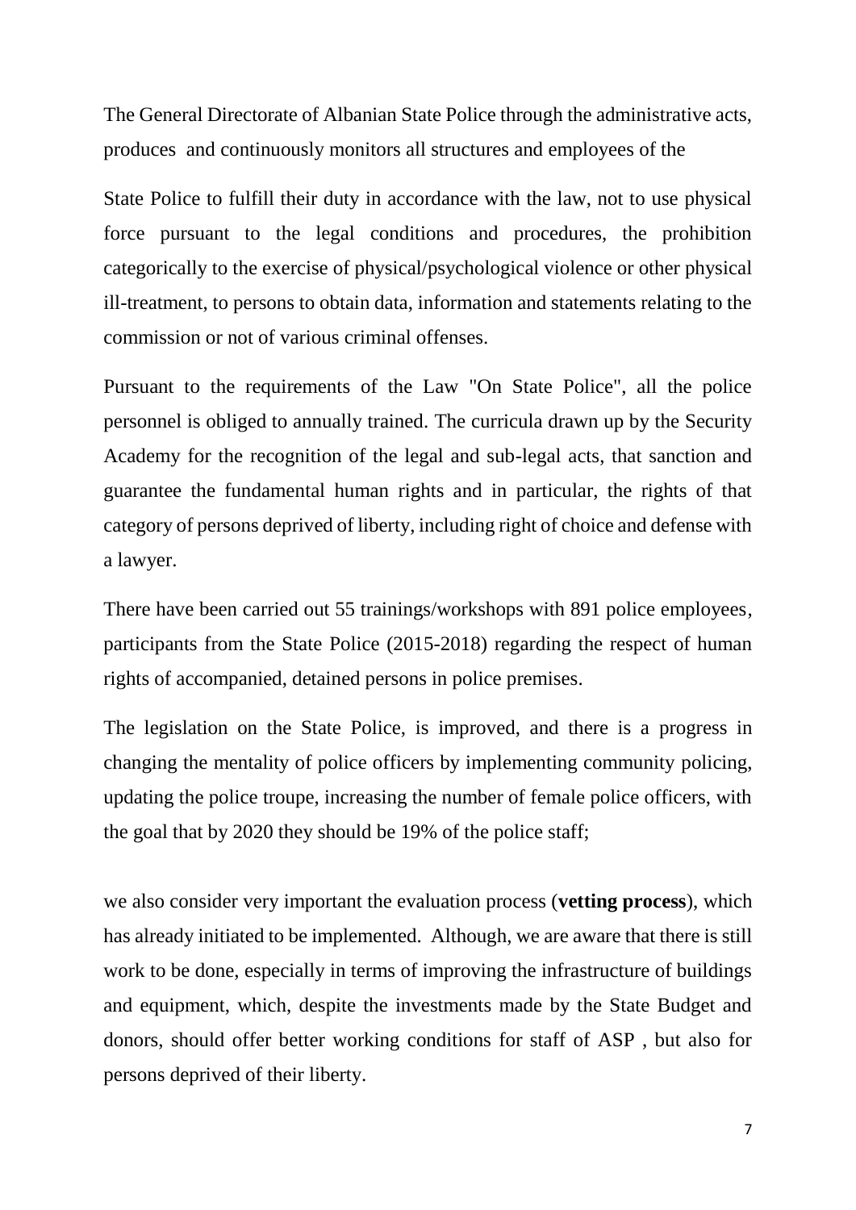The General Directorate of Albanian State Police through the administrative acts, produces and continuously monitors all structures and employees of the

State Police to fulfill their duty in accordance with the law, not to use physical force pursuant to the legal conditions and procedures, the prohibition categorically to the exercise of physical/psychological violence or other physical ill-treatment, to persons to obtain data, information and statements relating to the commission or not of various criminal offenses.

Pursuant to the requirements of the Law "On State Police", all the police personnel is obliged to annually trained. The curricula drawn up by the Security Academy for the recognition of the legal and sub-legal acts, that sanction and guarantee the fundamental human rights and in particular, the rights of that category of persons deprived of liberty, including right of choice and defense with a lawyer.

There have been carried out 55 trainings/workshops with 891 police employees, participants from the State Police (2015-2018) regarding the respect of human rights of accompanied, detained persons in police premises.

The legislation on the State Police, is improved, and there is a progress in changing the mentality of police officers by implementing community policing, updating the police troupe, increasing the number of female police officers, with the goal that by 2020 they should be 19% of the police staff;

we also consider very important the evaluation process (**vetting process**), which has already initiated to be implemented. Although, we are aware that there is still work to be done, especially in terms of improving the infrastructure of buildings and equipment, which, despite the investments made by the State Budget and donors, should offer better working conditions for staff of ASP , but also for persons deprived of their liberty.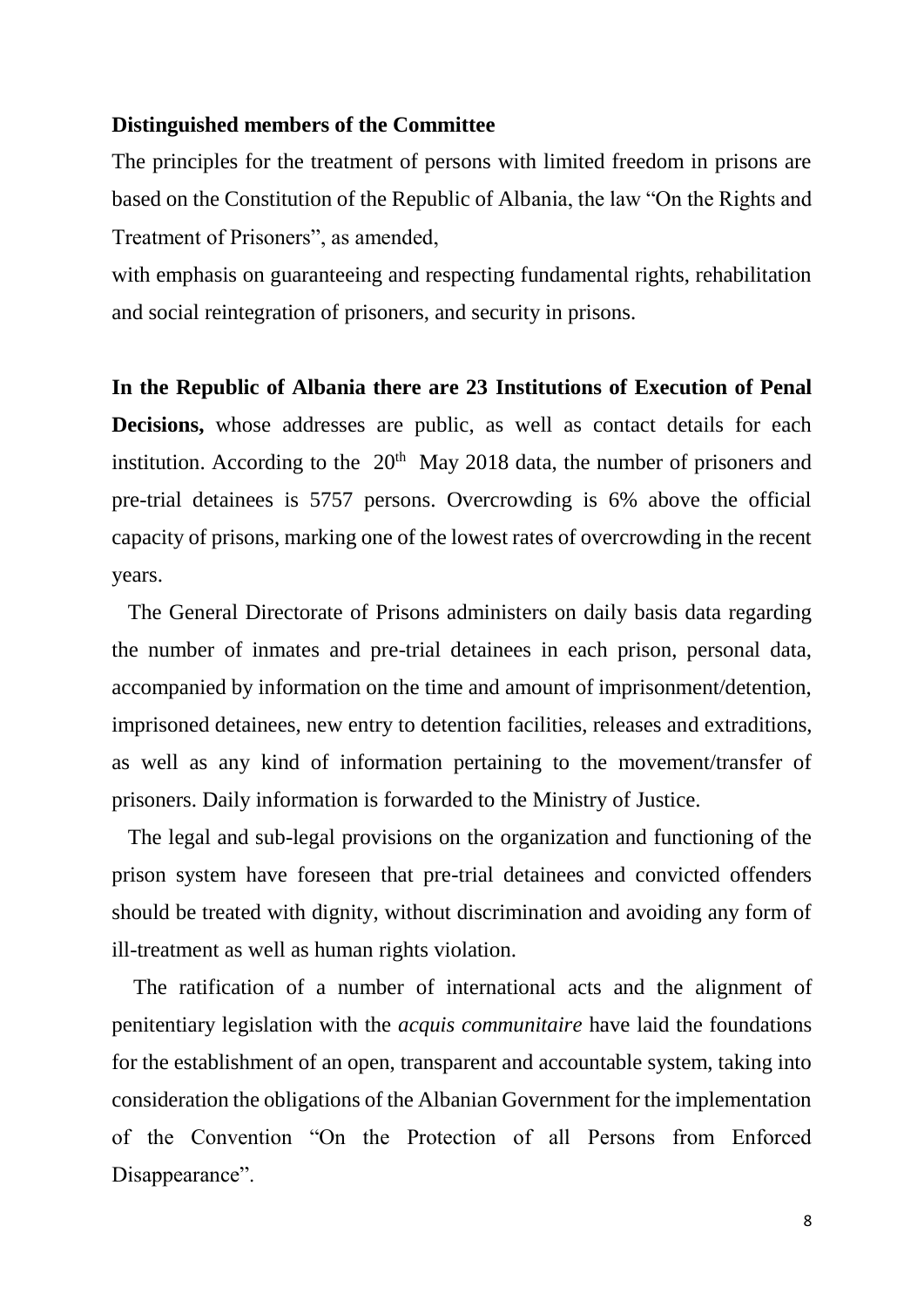**Distinguished members of the Committee**

The principles for the treatment of persons with limited freedom in prisons are based on the Constitution of the Republic of Albania, the law "On the Rights and Treatment of Prisoners", as amended,

with emphasis on guaranteeing and respecting fundamental rights, rehabilitation and social reintegration of prisoners, and security in prisons.

**In the Republic of Albania there are 23 Institutions of Execution of Penal Decisions,** whose addresses are public, as well as contact details for each institution. According to the 20th May 2018 data, the number of prisoners and pre-trial detainees is 5757 persons. Overcrowding is 6% above the official capacity of prisons, marking one of the lowest rates of overcrowding in the recent years.

The General Directorate of Prisons administers on daily basis data regarding the number of inmates and pre-trial detainees in each prison, personal data, accompanied by information on the time and amount of imprisonment/detention, imprisoned detainees, new entry to detention facilities, releases and extraditions, as well as any kind of information pertaining to the movement/transfer of prisoners. Daily information is forwarded to the Ministry of Justice.

The legal and sub-legal provisions on the organization and functioning of the prison system have foreseen that pre-trial detainees and convicted offenders should be treated with dignity, without discrimination and avoiding any form of ill-treatment as well as human rights violation.

The ratification of a number of international acts and the alignment of penitentiary legislation with the *acquis communitaire* have laid the foundations for the establishment of an open, transparent and accountable system, taking into consideration the obligations of the Albanian Government for the implementation of the Convention "On the Protection of all Persons from Enforced Disappearance".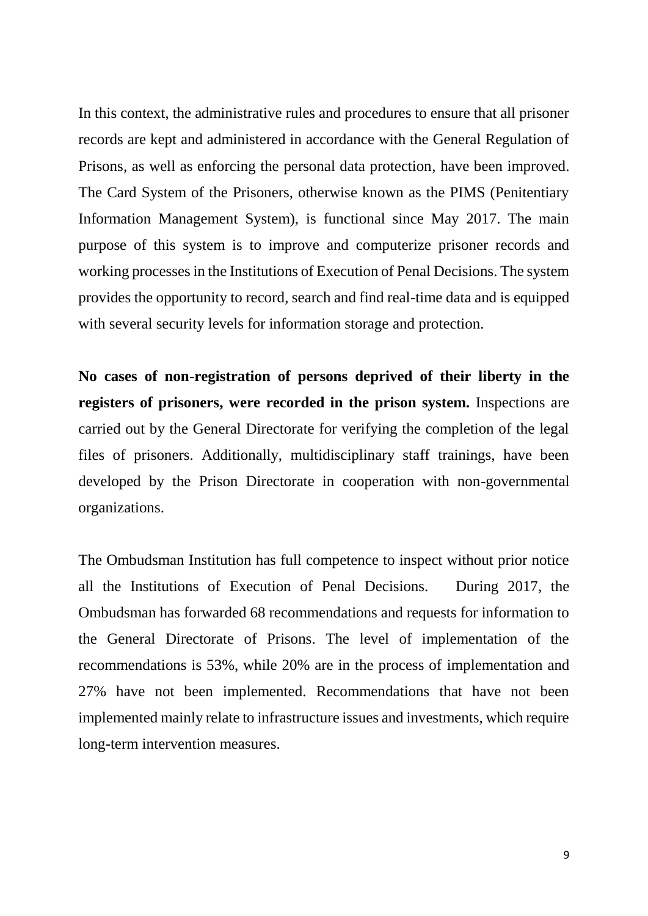In this context, the administrative rules and procedures to ensure that all prisoner records are kept and administered in accordance with the General Regulation of Prisons, as well as enforcing the personal data protection, have been improved. The Card System of the Prisoners, otherwise known as the PIMS (Penitentiary Information Management System), is functional since May 2017. The main purpose of this system is to improve and computerize prisoner records and working processes in the Institutions of Execution of Penal Decisions. The system provides the opportunity to record, search and find real-time data and is equipped with several security levels for information storage and protection.

**No cases of non-registration of persons deprived of their liberty in the registers of prisoners, were recorded in the prison system.** Inspections are carried out by the General Directorate for verifying the completion of the legal files of prisoners. Additionally, multidisciplinary staff trainings, have been developed by the Prison Directorate in cooperation with non-governmental organizations.

The Ombudsman Institution has full competence to inspect without prior notice all the Institutions of Execution of Penal Decisions. During 2017, the Ombudsman has forwarded 68 recommendations and requests for information to the General Directorate of Prisons. The level of implementation of the recommendations is 53%, while 20% are in the process of implementation and 27% have not been implemented. Recommendations that have not been implemented mainly relate to infrastructure issues and investments, which require long-term intervention measures.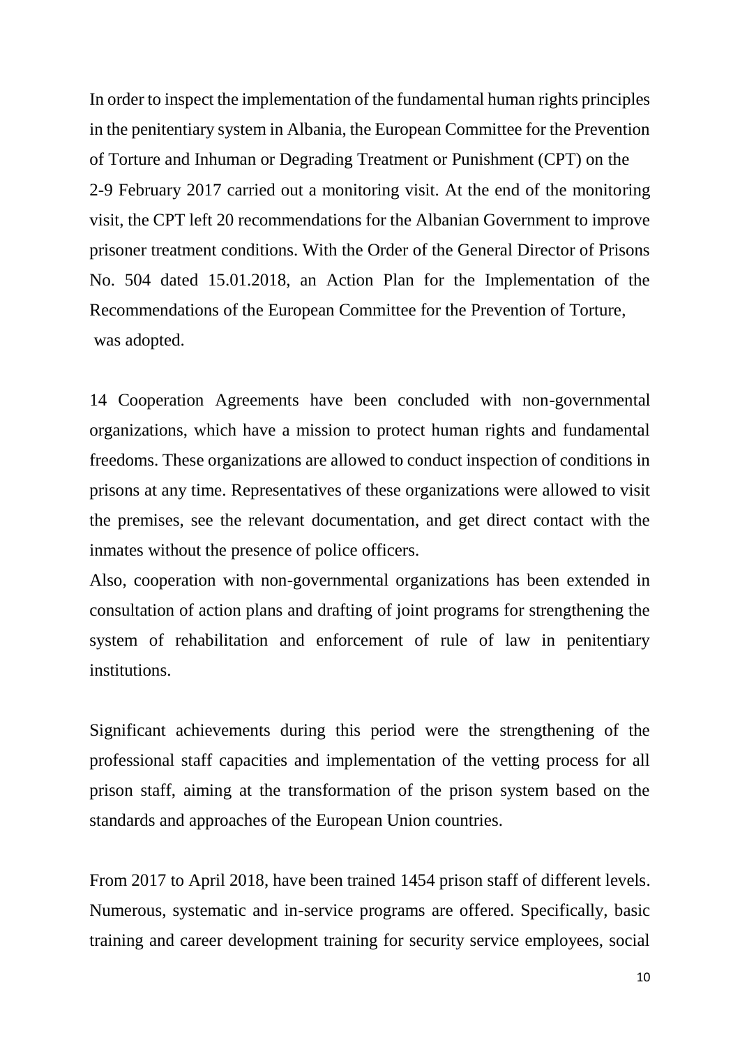In order to inspect the implementation of the fundamental human rights principles in the penitentiary system in Albania, the European Committee for the Prevention of Torture and Inhuman or Degrading Treatment or Punishment (CPT) on the 2-9 February 2017 carried out a monitoring visit. At the end of the monitoring visit, the CPT left 20 recommendations for the Albanian Government to improve prisoner treatment conditions. With the Order of the General Director of Prisons No. 504 dated 15.01.2018, an Action Plan for the Implementation of the Recommendations of the European Committee for the Prevention of Torture, was adopted.

14 Cooperation Agreements have been concluded with non-governmental organizations, which have a mission to protect human rights and fundamental freedoms. These organizations are allowed to conduct inspection of conditions in prisons at any time. Representatives of these organizations were allowed to visit the premises, see the relevant documentation, and get direct contact with the inmates without the presence of police officers.

Also, cooperation with non-governmental organizations has been extended in consultation of action plans and drafting of joint programs for strengthening the system of rehabilitation and enforcement of rule of law in penitentiary institutions.

Significant achievements during this period were the strengthening of the professional staff capacities and implementation of the vetting process for all prison staff, aiming at the transformation of the prison system based on the standards and approaches of the European Union countries.

From 2017 to April 2018, have been trained 1454 prison staff of different levels. Numerous, systematic and in-service programs are offered. Specifically, basic training and career development training for security service employees, social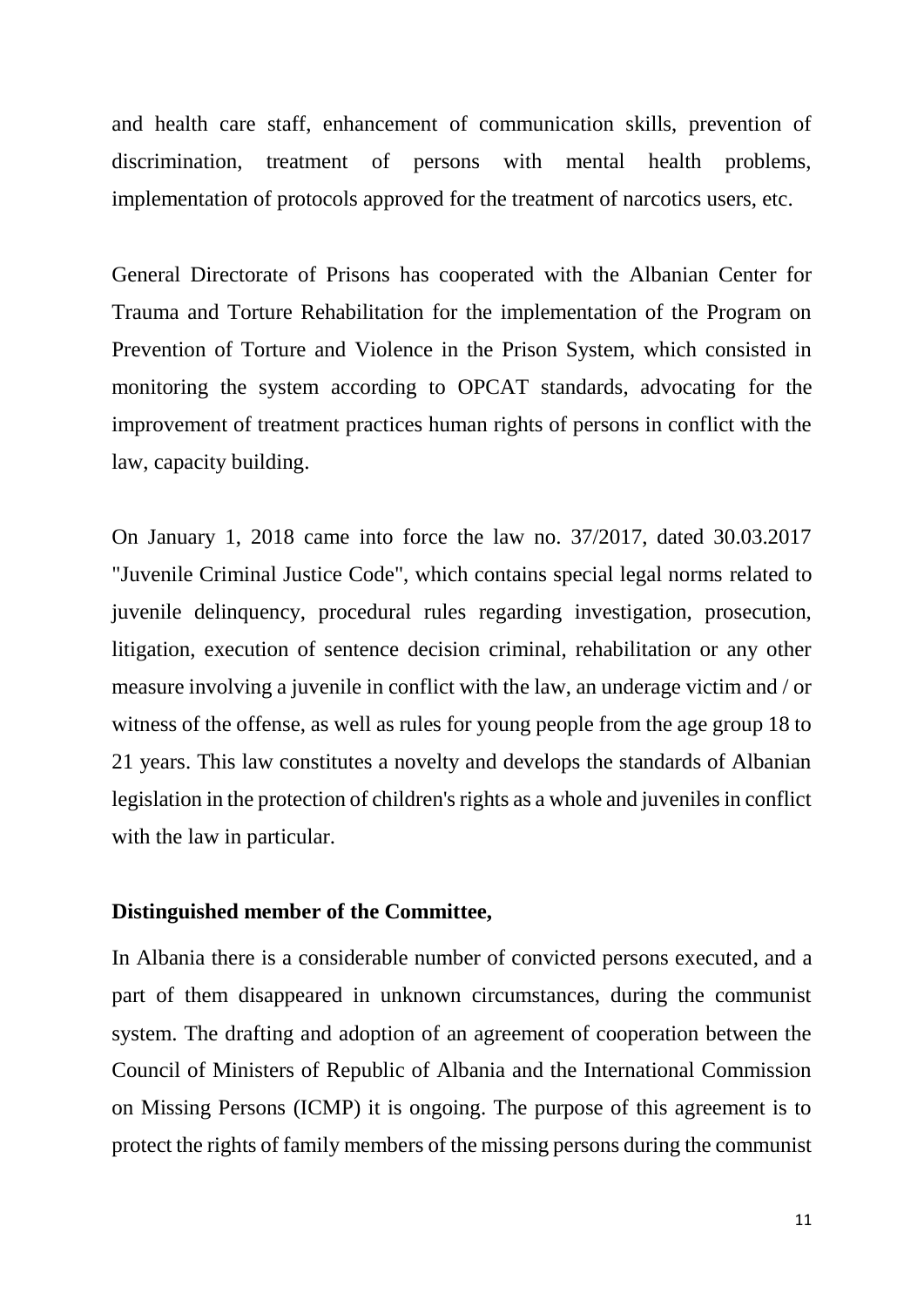and health care staff, enhancement of communication skills, prevention of discrimination, treatment of persons with mental health problems, implementation of protocols approved for the treatment of narcotics users, etc.

General Directorate of Prisons has cooperated with the Albanian Center for Trauma and Torture Rehabilitation for the implementation of the Program on Prevention of Torture and Violence in the Prison System, which consisted in monitoring the system according to OPCAT standards, advocating for the improvement of treatment practices human rights of persons in conflict with the law, capacity building.

On January 1, 2018 came into force the law no. 37/2017, dated 30.03.2017 "Juvenile Criminal Justice Code", which contains special legal norms related to juvenile delinquency, procedural rules regarding investigation, prosecution, litigation, execution of sentence decision criminal, rehabilitation or any other measure involving a juvenile in conflict with the law, an underage victim and / or witness of the offense, as well as rules for young people from the age group 18 to 21 years. This law constitutes a novelty and develops the standards of Albanian legislation in the protection of children's rights as a whole and juveniles in conflict with the law in particular.

**Distinguished member of the Committee,**

In Albania there is a considerable number of convicted persons executed, and a part of them disappeared in unknown circumstances, during the communist system. The drafting and adoption of an agreement of cooperation between the Council of Ministers of Republic of Albania and the International Commission on Missing Persons (ICMP) it is ongoing. The purpose of this agreement is to protect the rights of family members of the missing persons during the communist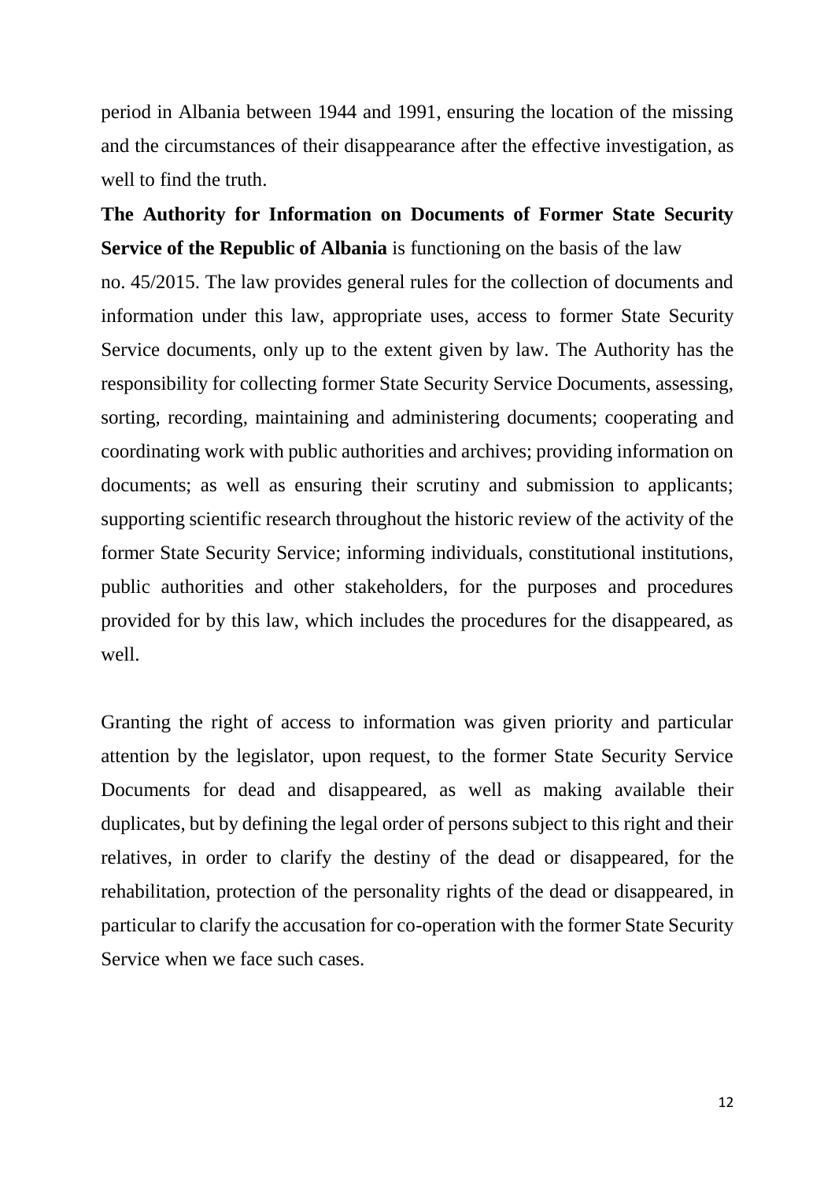period in Albania between 1944 and 1991, ensuring the location of the missing and the circumstances of their disappearance after the effective investigation, as well to find the truth.

**The Authority for Information on Documents of Former State Security Service of the Republic of Albania** is functioning on the basis of the law no. 45/2015. The law provides general rules for the collection of documents and information under this law, appropriate uses, access to former State Security Service documents, only up to the extent given by law. The Authority has the responsibility for collecting former State Security Service Documents, assessing, sorting, recording, maintaining and administering documents; cooperating and coordinating work with public authorities and archives; providing information on documents; as well as ensuring their scrutiny and submission to applicants; supporting scientific research throughout the historic review of the activity of the former State Security Service; informing individuals, constitutional institutions, public authorities and other stakeholders, for the purposes and procedures provided for by this law, which includes the procedures for the disappeared, as well.

Granting the right of access to information was given priority and particular attention by the legislator, upon request, to the former State Security Service Documents for dead and disappeared, as well as making available their duplicates, but by defining the legal order of persons subject to this right and their relatives, in order to clarify the destiny of the dead or disappeared, for the rehabilitation, protection of the personality rights of the dead or disappeared, in particular to clarify the accusation for co-operation with the former State Security Service when we face such cases.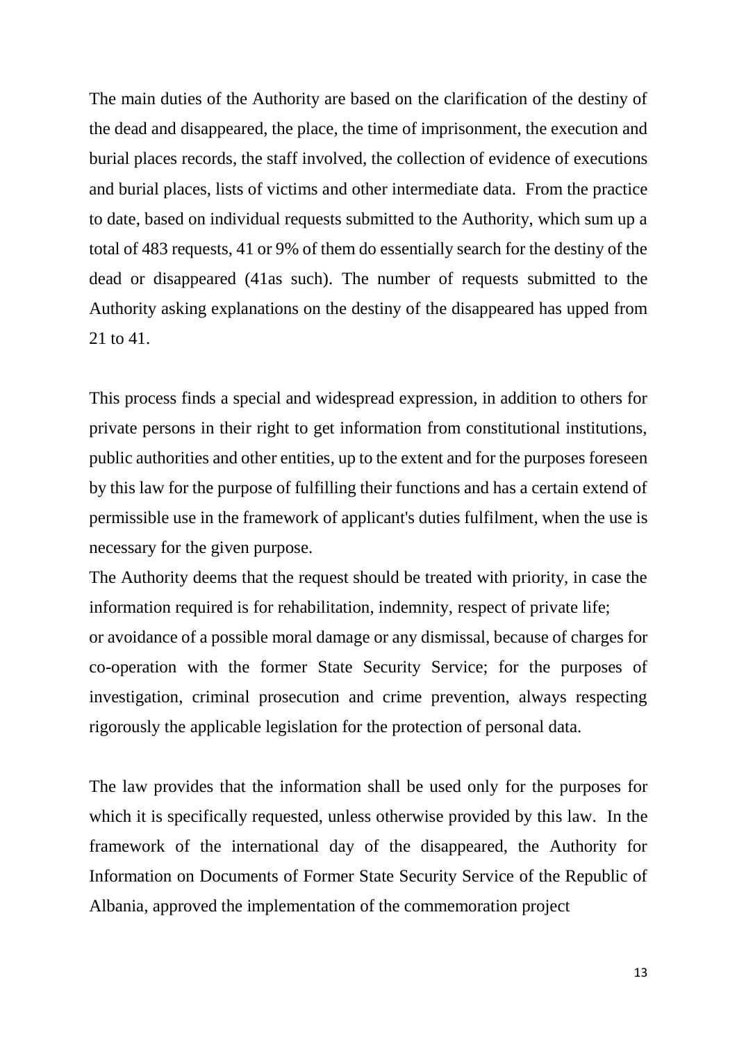The main duties of the Authority are based on the clarification of the destiny of the dead and disappeared, the place, the time of imprisonment, the execution and burial places records, the staff involved, the collection of evidence of executions and burial places, lists of victims and other intermediate data. From the practice to date, based on individual requests submitted to the Authority, which sum up a total of 483 requests, 41 or 9% of them do essentially search for the destiny of the dead or disappeared (41as such). The number of requests submitted to the Authority asking explanations on the destiny of the disappeared has upped from 21 to 41.

This process finds a special and widespread expression, in addition to others for private persons in their right to get information from constitutional institutions, public authorities and other entities, up to the extent and for the purposes foreseen by this law for the purpose of fulfilling their functions and has a certain extend of permissible use in the framework of applicant's duties fulfilment, when the use is necessary for the given purpose.

The Authority deems that the request should be treated with priority, in case the information required is for rehabilitation, indemnity, respect of private life; or avoidance of a possible moral damage or any dismissal, because of charges for co-operation with the former State Security Service; for the purposes of investigation, criminal prosecution and crime prevention, always respecting rigorously the applicable legislation for the protection of personal data.

The law provides that the information shall be used only for the purposes for which it is specifically requested, unless otherwise provided by this law. In the framework of the international day of the disappeared, the Authority for Information on Documents of Former State Security Service of the Republic of Albania, approved the implementation of the commemoration project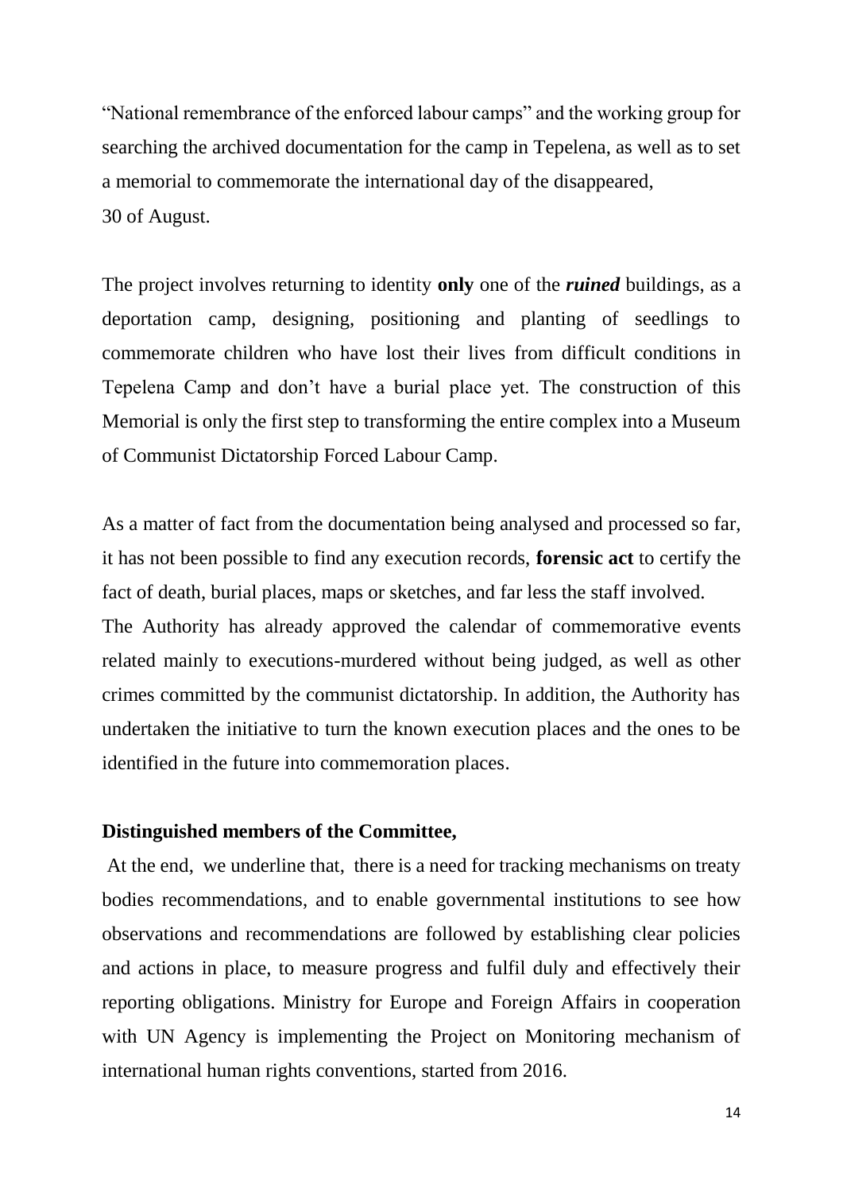"National remembrance of the enforced labour camps" and the working group for searching the archived documentation for the camp in Tepelena, as well as to set a memorial to commemorate the international day of the disappeared, 30 of August.

The project involves returning to identity **only** one of the ***ruined*** buildings, as a deportation camp, designing, positioning and planting of seedlings to commemorate children who have lost their lives from difficult conditions in Tepelena Camp and don't have a burial place yet. The construction of this Memorial is only the first step to transforming the entire complex into a Museum of Communist Dictatorship Forced Labour Camp.

As a matter of fact from the documentation being analysed and processed so far, it has not been possible to find any execution records, **forensic act** to certify the fact of death, burial places, maps or sketches, and far less the staff involved.
The Authority has already approved the calendar of commemorative events related mainly to executions-murdered without being judged, as well as other crimes committed by the communist dictatorship. In addition, the Authority has undertaken the initiative to turn the known execution places and the ones to be identified in the future into commemoration places.

**Distinguished members of the Committee,**

At the end, we underline that, there is a need for tracking mechanisms on treaty bodies recommendations, and to enable governmental institutions to see how observations and recommendations are followed by establishing clear policies and actions in place, to measure progress and fulfil duly and effectively their reporting obligations. Ministry for Europe and Foreign Affairs in cooperation with UN Agency is implementing the Project on Monitoring mechanism of international human rights conventions, started from 2016.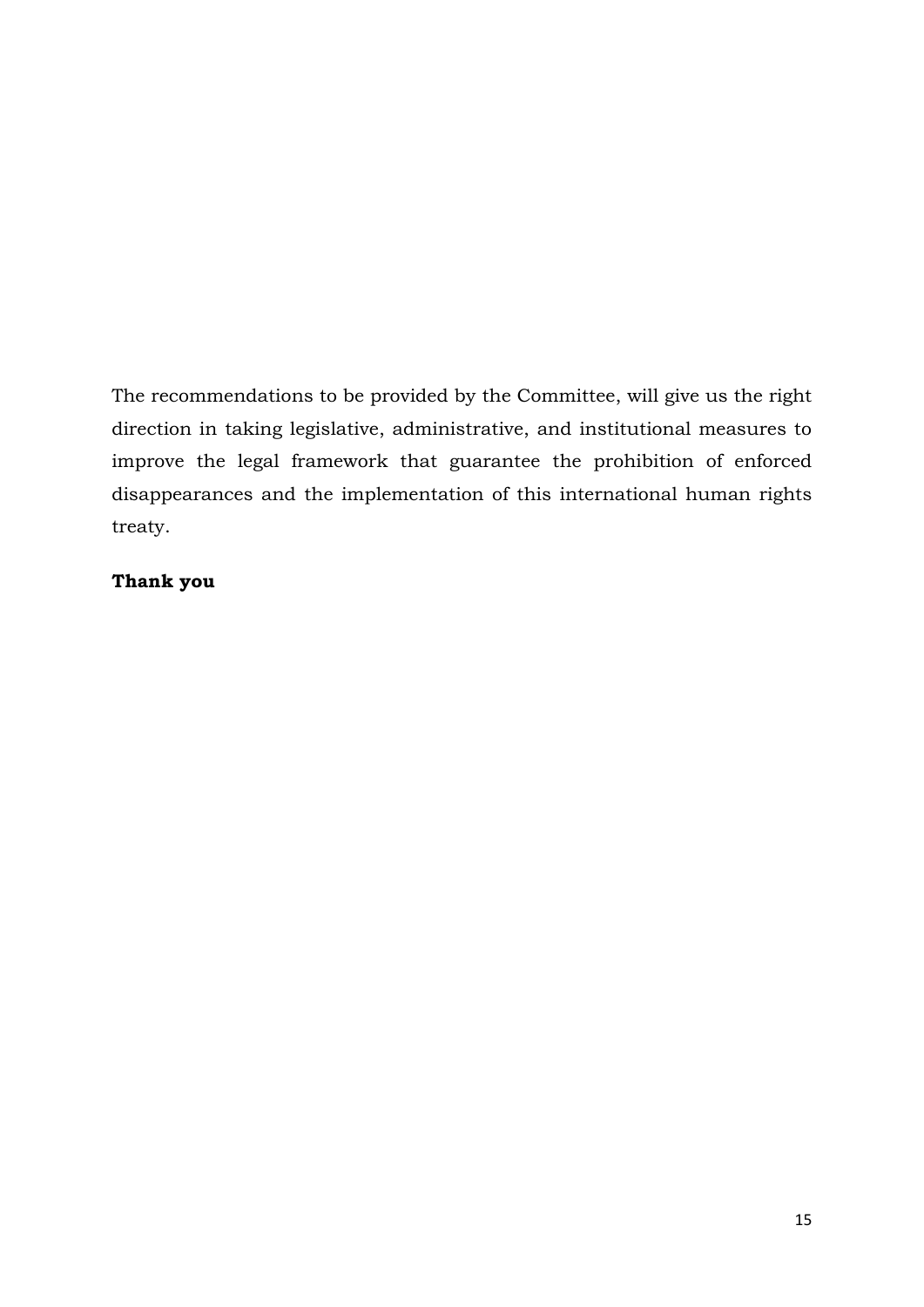The recommendations to be provided by the Committee, will give us the right direction in taking legislative, administrative, and institutional measures to improve the legal framework that guarantee the prohibition of enforced disappearances and the implementation of this international human rights treaty.

**Thank you**